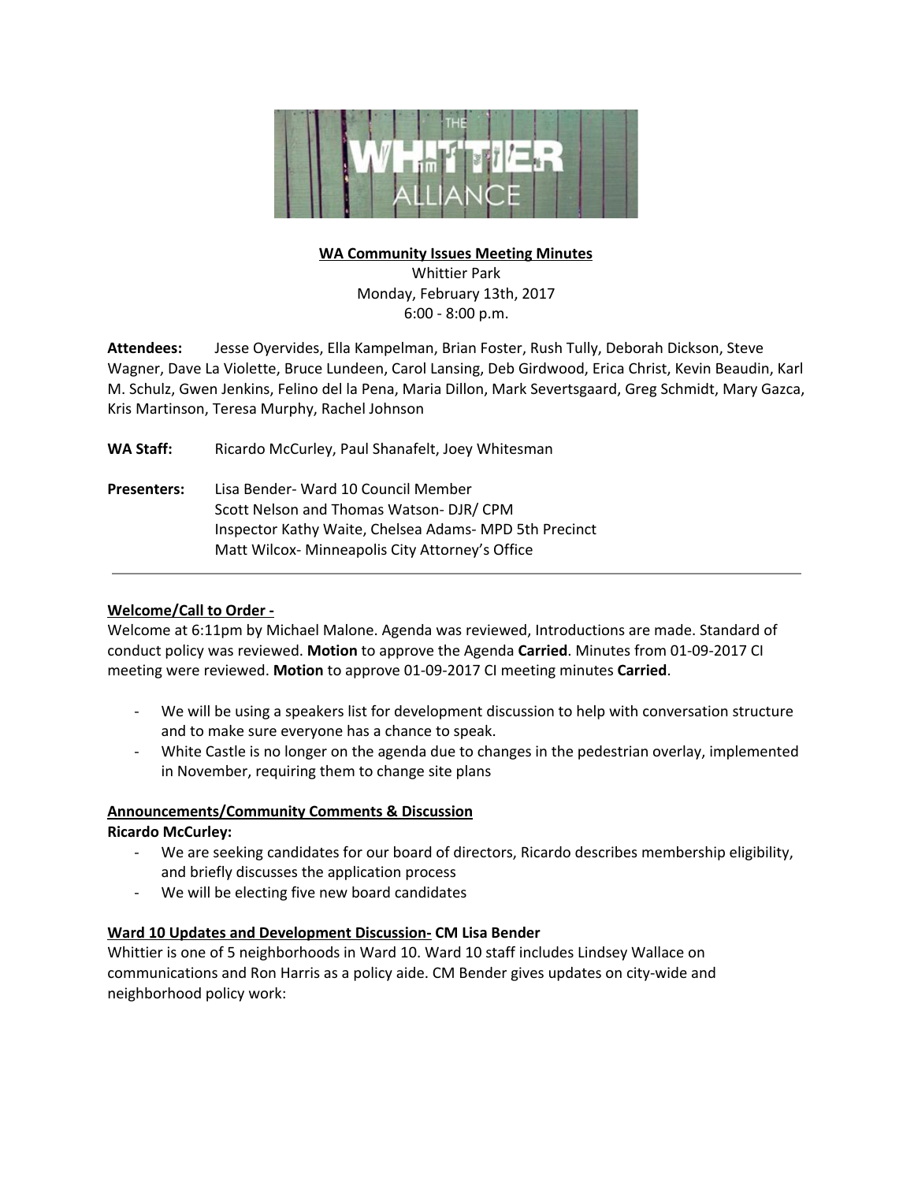**WA Community Issues Meeting Minutes**

Whittier Park
Monday, February 13th, 2017
6:00 - 8:00 p.m.

**Attendees:** Jesse Oyervides, Ella Kampelman, Brian Foster, Rush Tully, Deborah Dickson, Steve Wagner, Dave La Violette, Bruce Lundeen, Carol Lansing, Deb Girdwood, Erica Christ, Kevin Beaudin, Karl M. Schulz, Gwen Jenkins, Felino del la Pena, Maria Dillon, Mark Severtsgaard, Greg Schmidt, Mary Gazca, Kris Martinson, Teresa Murphy, Rachel Johnson

**WA Staff:** Ricardo McCurley, Paul Shanafelt, Joey Whitesman

**Presenters:** Lisa Bender- Ward 10 Council Member
Scott Nelson and Thomas Watson- DJR/ CPM
Inspector Kathy Waite, Chelsea Adams- MPD 5th Precinct
Matt Wilcox- Minneapolis City Attorney's Office

---

**Welcome/Call to Order -**

Welcome at 6:11pm by Michael Malone. Agenda was reviewed, Introductions are made. Standard of conduct policy was reviewed. **Motion** to approve the Agenda **Carried**. Minutes from 01-09-2017 CI meeting were reviewed. **Motion** to approve 01-09-2017 CI meeting minutes **Carried**.

- We will be using a speakers list for development discussion to help with conversation structure and to make sure everyone has a chance to speak.
- White Castle is no longer on the agenda due to changes in the pedestrian overlay, implemented in November, requiring them to change site plans

**Announcements/Community Comments & Discussion**

**Ricardo McCurley:**

- We are seeking candidates for our board of directors, Ricardo describes membership eligibility, and briefly discusses the application process
- We will be electing five new board candidates

**Ward 10 Updates and Development Discussion- CM Lisa Bender**

Whittier is one of 5 neighborhoods in Ward 10. Ward 10 staff includes Lindsey Wallace on communications and Ron Harris as a policy aide. CM Bender gives updates on city-wide and neighborhood policy work: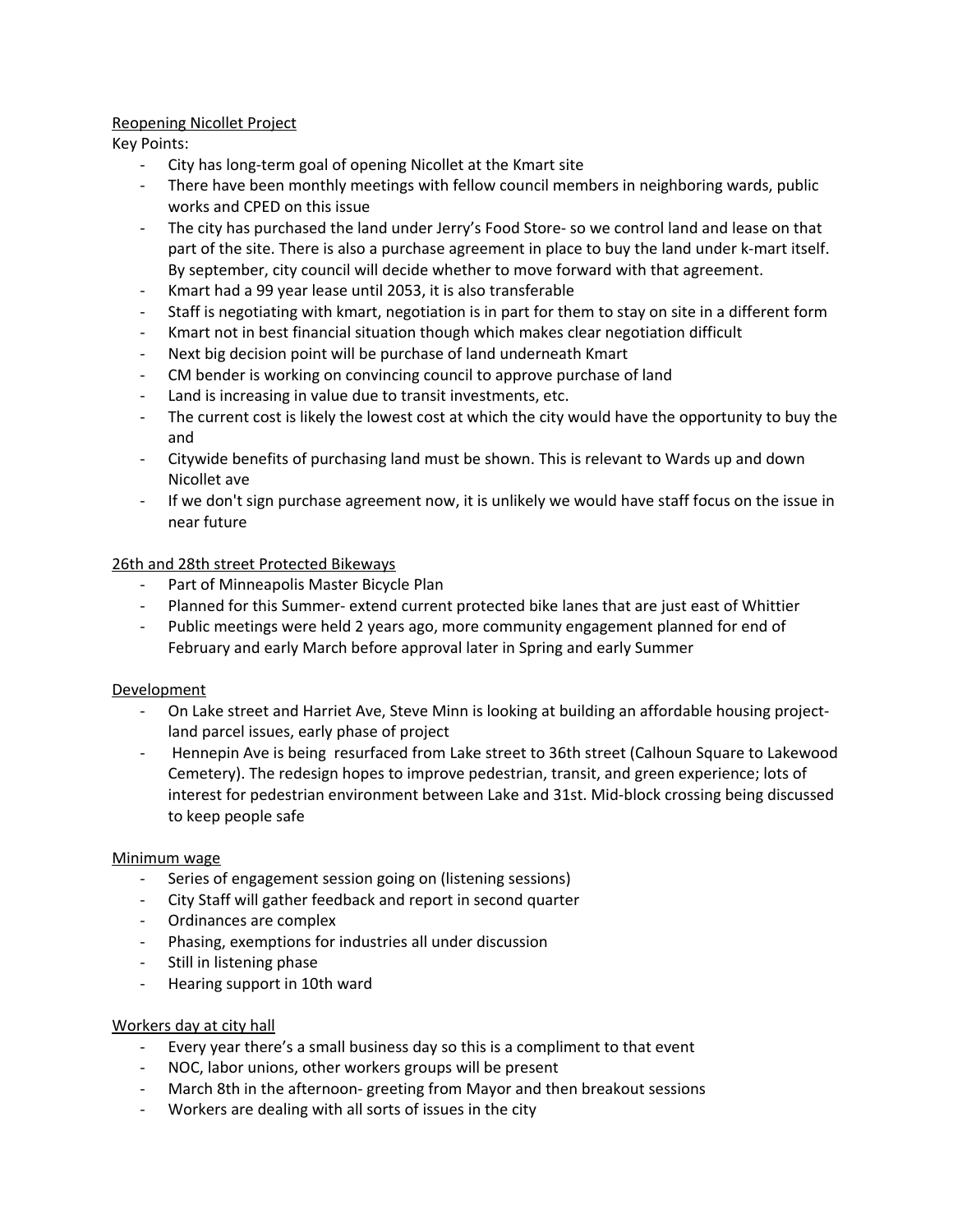Reopening Nicollet Project

Key Points:

- City has long-term goal of opening Nicollet at the Kmart site
- There have been monthly meetings with fellow council members in neighboring wards, public works and CPED on this issue
- The city has purchased the land under Jerry's Food Store- so we control land and lease on that part of the site. There is also a purchase agreement in place to buy the land under k-mart itself. By september, city council will decide whether to move forward with that agreement.
- Kmart had a 99 year lease until 2053, it is also transferable
- Staff is negotiating with kmart, negotiation is in part for them to stay on site in a different form
- Kmart not in best financial situation though which makes clear negotiation difficult
- Next big decision point will be purchase of land underneath Kmart
- CM bender is working on convincing council to approve purchase of land
- Land is increasing in value due to transit investments, etc.
- The current cost is likely the lowest cost at which the city would have the opportunity to buy the and
- Citywide benefits of purchasing land must be shown. This is relevant to Wards up and down Nicollet ave
- If we don't sign purchase agreement now, it is unlikely we would have staff focus on the issue in near future

26th and 28th street Protected Bikeways

- Part of Minneapolis Master Bicycle Plan
- Planned for this Summer- extend current protected bike lanes that are just east of Whittier
- Public meetings were held 2 years ago, more community engagement planned for end of February and early March before approval later in Spring and early Summer

Development

- On Lake street and Harriet Ave, Steve Minn is looking at building an affordable housing project- land parcel issues, early phase of project
- Hennepin Ave is being resurfaced from Lake street to 36th street (Calhoun Square to Lakewood Cemetery). The redesign hopes to improve pedestrian, transit, and green experience; lots of interest for pedestrian environment between Lake and 31st. Mid-block crossing being discussed to keep people safe

Minimum wage

- Series of engagement session going on (listening sessions)
- City Staff will gather feedback and report in second quarter
- Ordinances are complex
- Phasing, exemptions for industries all under discussion
- Still in listening phase
- Hearing support in 10th ward

Workers day at city hall

- Every year there's a small business day so this is a compliment to that event
- NOC, labor unions, other workers groups will be present
- March 8th in the afternoon- greeting from Mayor and then breakout sessions
- Workers are dealing with all sorts of issues in the city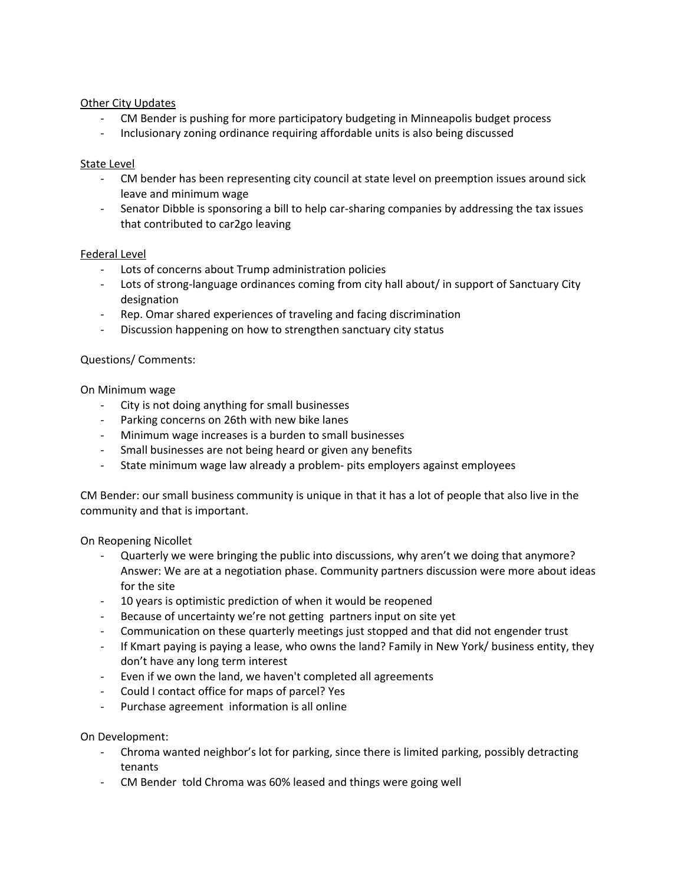<u>Other City Updates</u>

- CM Bender is pushing for more participatory budgeting in Minneapolis budget process
- Inclusionary zoning ordinance requiring affordable units is also being discussed

<u>State Level</u>

- CM bender has been representing city council at state level on preemption issues around sick leave and minimum wage
- Senator Dibble is sponsoring a bill to help car-sharing companies by addressing the tax issues that contributed to car2go leaving

<u>Federal Level</u>

- Lots of concerns about Trump administration policies
- Lots of strong-language ordinances coming from city hall about/ in support of Sanctuary City designation
- Rep. Omar shared experiences of traveling and facing discrimination
- Discussion happening on how to strengthen sanctuary city status

Questions/ Comments:

On Minimum wage

- City is not doing anything for small businesses
- Parking concerns on 26th with new bike lanes
- Minimum wage increases is a burden to small businesses
- Small businesses are not being heard or given any benefits
- State minimum wage law already a problem- pits employers against employees

CM Bender: our small business community is unique in that it has a lot of people that also live in the community and that is important.

On Reopening Nicollet

- Quarterly we were bringing the public into discussions, why aren't we doing that anymore? Answer: We are at a negotiation phase. Community partners discussion were more about ideas for the site
- 10 years is optimistic prediction of when it would be reopened
- Because of uncertainty we're not getting partners input on site yet
- Communication on these quarterly meetings just stopped and that did not engender trust
- If Kmart paying is paying a lease, who owns the land? Family in New York/ business entity, they don't have any long term interest
- Even if we own the land, we haven't completed all agreements
- Could I contact office for maps of parcel? Yes
- Purchase agreement information is all online

On Development:

- Chroma wanted neighbor's lot for parking, since there is limited parking, possibly detracting tenants
- CM Bender told Chroma was 60% leased and things were going well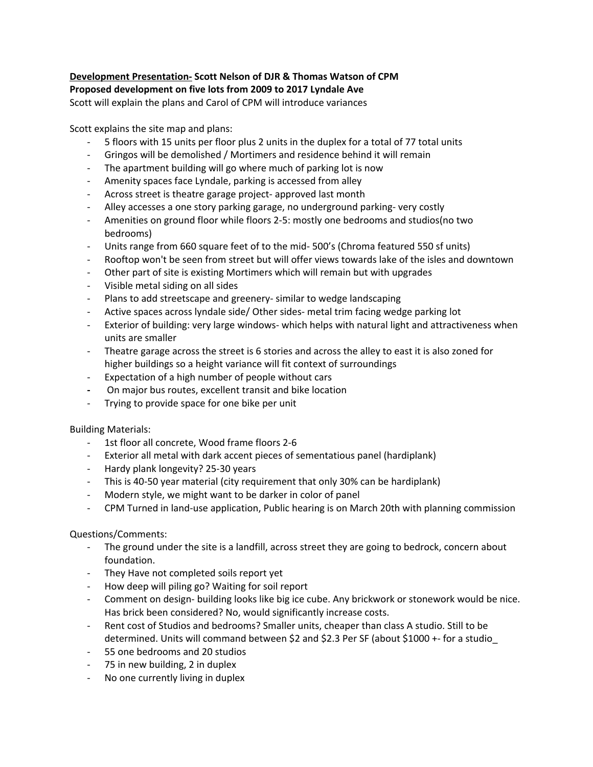**<u>Development Presentation-</u> Scott Nelson of DJR & Thomas Watson of CPM**
**Proposed development on five lots from 2009 to 2017 Lyndale Ave**
Scott will explain the plans and Carol of CPM will introduce variances

Scott explains the site map and plans:

- 5 floors with 15 units per floor plus 2 units in the duplex for a total of 77 total units
- Gringos will be demolished / Mortimers and residence behind it will remain
- The apartment building will go where much of parking lot is now
- Amenity spaces face Lyndale, parking is accessed from alley
- Across street is theatre garage project- approved last month
- Alley accesses a one story parking garage, no underground parking- very costly
- Amenities on ground floor while floors 2-5: mostly one bedrooms and studios(no two bedrooms)
- Units range from 660 square feet of to the mid- 500's (Chroma featured 550 sf units)
- Rooftop won't be seen from street but will offer views towards lake of the isles and downtown
- Other part of site is existing Mortimers which will remain but with upgrades
- Visible metal siding on all sides
- Plans to add streetscape and greenery- similar to wedge landscaping
- Active spaces across lyndale side/ Other sides- metal trim facing wedge parking lot
- Exterior of building: very large windows- which helps with natural light and attractiveness when units are smaller
- Theatre garage across the street is 6 stories and across the alley to east it is also zoned for higher buildings so a height variance will fit context of surroundings
- Expectation of a high number of people without cars
- On major bus routes, excellent transit and bike location
- Trying to provide space for one bike per unit

Building Materials:

- 1st floor all concrete, Wood frame floors 2-6
- Exterior all metal with dark accent pieces of sementatious panel (hardiplank)
- Hardy plank longevity? 25-30 years
- This is 40-50 year material (city requirement that only 30% can be hardiplank)
- Modern style, we might want to be darker in color of panel
- CPM Turned in land-use application, Public hearing is on March 20th with planning commission

Questions/Comments:

- The ground under the site is a landfill, across street they are going to bedrock, concern about foundation.
- They Have not completed soils report yet
- How deep will piling go? Waiting for soil report
- Comment on design- building looks like big ice cube. Any brickwork or stonework would be nice. Has brick been considered? No, would significantly increase costs.
- Rent cost of Studios and bedrooms? Smaller units, cheaper than class A studio. Still to be determined. Units will command between $2 and $2.3 Per SF (about $1000 +- for a studio_
- 55 one bedrooms and 20 studios
- 75 in new building, 2 in duplex
- No one currently living in duplex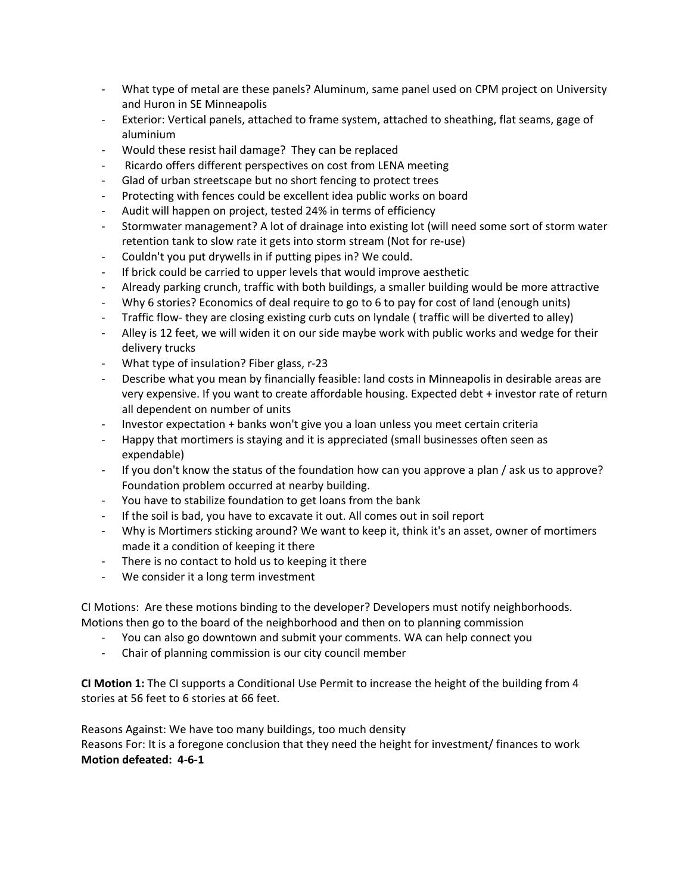- What type of metal are these panels? Aluminum, same panel used on CPM project on University and Huron in SE Minneapolis
- Exterior: Vertical panels, attached to frame system, attached to sheathing, flat seams, gage of aluminium
- Would these resist hail damage? They can be replaced
- Ricardo offers different perspectives on cost from LENA meeting
- Glad of urban streetscape but no short fencing to protect trees
- Protecting with fences could be excellent idea public works on board
- Audit will happen on project, tested 24% in terms of efficiency
- Stormwater management? A lot of drainage into existing lot (will need some sort of storm water retention tank to slow rate it gets into storm stream (Not for re-use)
- Couldn't you put drywells in if putting pipes in? We could.
- If brick could be carried to upper levels that would improve aesthetic
- Already parking crunch, traffic with both buildings, a smaller building would be more attractive
- Why 6 stories? Economics of deal require to go to 6 to pay for cost of land (enough units)
- Traffic flow- they are closing existing curb cuts on lyndale ( traffic will be diverted to alley)
- Alley is 12 feet, we will widen it on our side maybe work with public works and wedge for their delivery trucks
- What type of insulation? Fiber glass, r-23
- Describe what you mean by financially feasible: land costs in Minneapolis in desirable areas are very expensive. If you want to create affordable housing. Expected debt + investor rate of return all dependent on number of units
- Investor expectation + banks won't give you a loan unless you meet certain criteria
- Happy that mortimers is staying and it is appreciated (small businesses often seen as expendable)
- If you don't know the status of the foundation how can you approve a plan / ask us to approve? Foundation problem occurred at nearby building.
- You have to stabilize foundation to get loans from the bank
- If the soil is bad, you have to excavate it out. All comes out in soil report
- Why is Mortimers sticking around? We want to keep it, think it's an asset, owner of mortimers made it a condition of keeping it there
- There is no contact to hold us to keeping it there
- We consider it a long term investment

CI Motions: Are these motions binding to the developer? Developers must notify neighborhoods. Motions then go to the board of the neighborhood and then on to planning commission

- You can also go downtown and submit your comments. WA can help connect you
- Chair of planning commission is our city council member

**CI Motion 1:** The CI supports a Conditional Use Permit to increase the height of the building from 4 stories at 56 feet to 6 stories at 66 feet.

Reasons Against: We have too many buildings, too much density
Reasons For: It is a foregone conclusion that they need the height for investment/ finances to work
**Motion defeated: 4-6-1**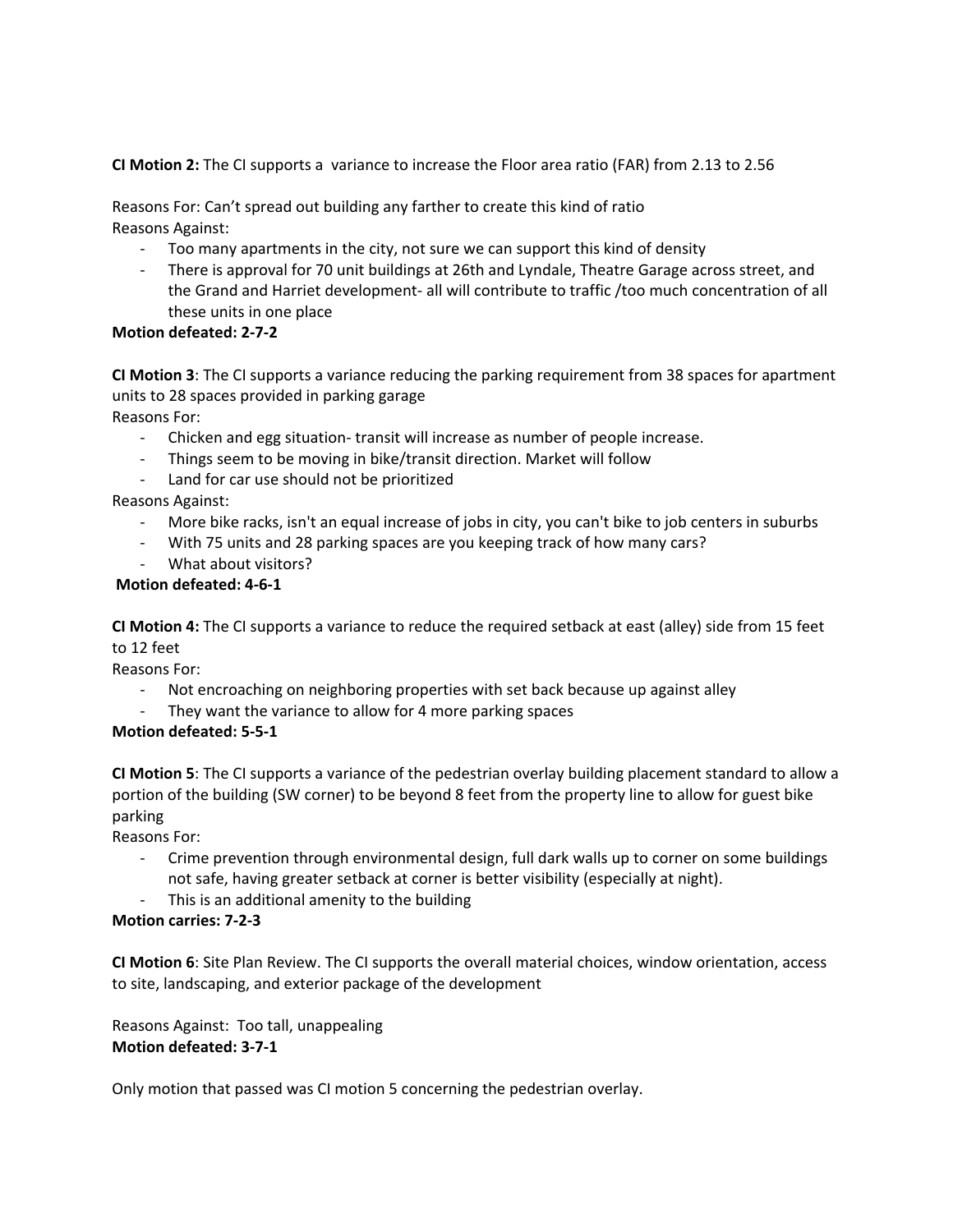**CI Motion 2:** The CI supports a  variance to increase the Floor area ratio (FAR) from 2.13 to 2.56

Reasons For: Can't spread out building any farther to create this kind of ratio
Reasons Against:

- Too many apartments in the city, not sure we can support this kind of density
- There is approval for 70 unit buildings at 26th and Lyndale, Theatre Garage across street, and the Grand and Harriet development- all will contribute to traffic /too much concentration of all these units in one place

**Motion defeated: 2-7-2**

**CI Motion 3**: The CI supports a variance reducing the parking requirement from 38 spaces for apartment units to 28 spaces provided in parking garage
Reasons For:

- Chicken and egg situation- transit will increase as number of people increase.
- Things seem to be moving in bike/transit direction. Market will follow
- Land for car use should not be prioritized

Reasons Against:

- More bike racks, isn't an equal increase of jobs in city, you can't bike to job centers in suburbs
- With 75 units and 28 parking spaces are you keeping track of how many cars?
- What about visitors?

**Motion defeated: 4-6-1**

**CI Motion 4:** The CI supports a variance to reduce the required setback at east (alley) side from 15 feet to 12 feet
Reasons For:

- Not encroaching on neighboring properties with set back because up against alley
- They want the variance to allow for 4 more parking spaces

**Motion defeated: 5-5-1**

**CI Motion 5**: The CI supports a variance of the pedestrian overlay building placement standard to allow a portion of the building (SW corner) to be beyond 8 feet from the property line to allow for guest bike parking
Reasons For:

- Crime prevention through environmental design, full dark walls up to corner on some buildings not safe, having greater setback at corner is better visibility (especially at night).
- This is an additional amenity to the building

**Motion carries: 7-2-3**

**CI Motion 6**: Site Plan Review. The CI supports the overall material choices, window orientation, access to site, landscaping, and exterior package of the development

Reasons Against: Too tall, unappealing
**Motion defeated: 3-7-1**

Only motion that passed was CI motion 5 concerning the pedestrian overlay.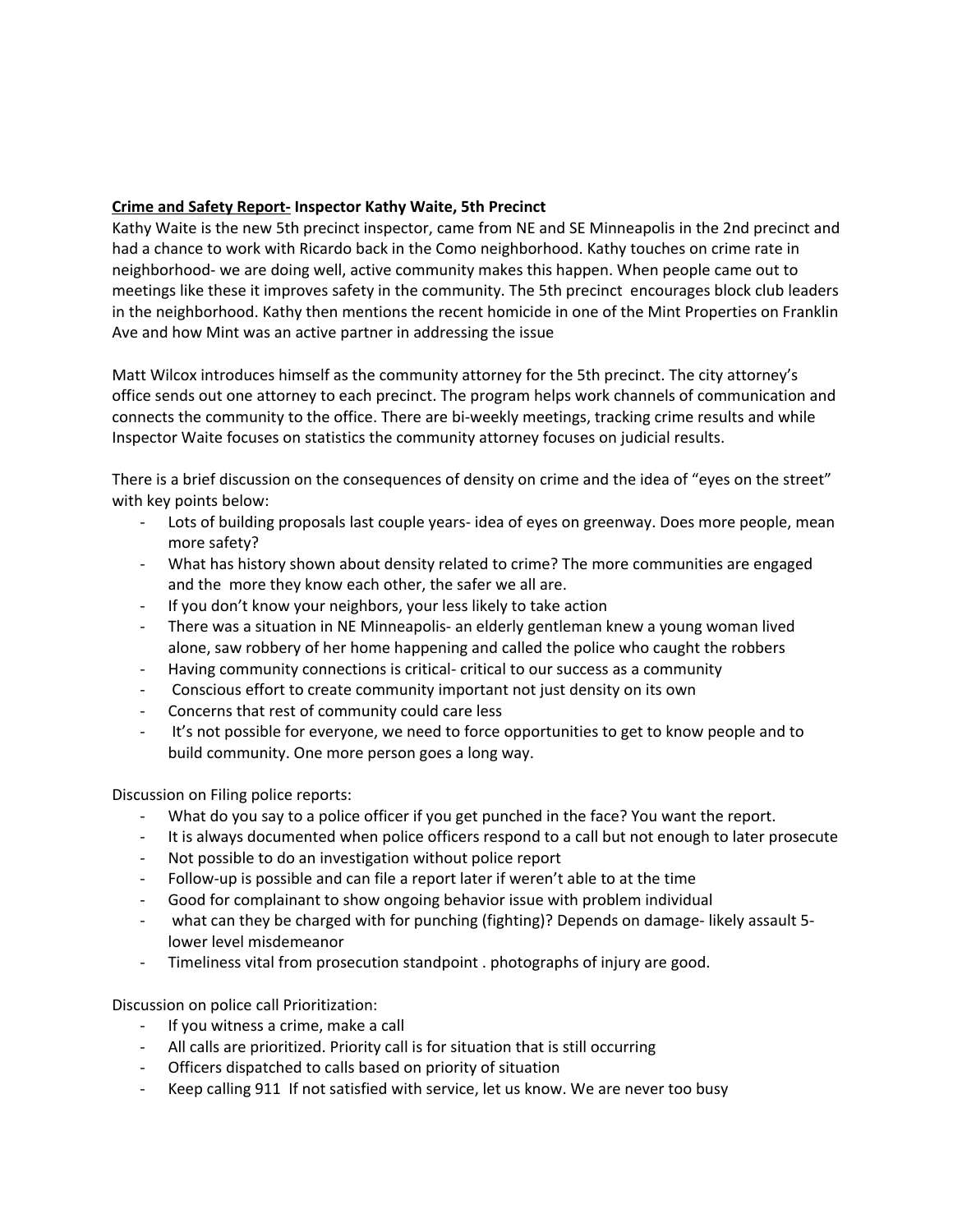**<u>Crime and Safety Report-</u> Inspector Kathy Waite, 5th Precinct**

Kathy Waite is the new 5th precinct inspector, came from NE and SE Minneapolis in the 2nd precinct and had a chance to work with Ricardo back in the Como neighborhood. Kathy touches on crime rate in neighborhood- we are doing well, active community makes this happen. When people came out to meetings like these it improves safety in the community. The 5th precinct encourages block club leaders in the neighborhood. Kathy then mentions the recent homicide in one of the Mint Properties on Franklin Ave and how Mint was an active partner in addressing the issue

Matt Wilcox introduces himself as the community attorney for the 5th precinct. The city attorney's office sends out one attorney to each precinct. The program helps work channels of communication and connects the community to the office. There are bi-weekly meetings, tracking crime results and while Inspector Waite focuses on statistics the community attorney focuses on judicial results.

There is a brief discussion on the consequences of density on crime and the idea of "eyes on the street" with key points below:

- Lots of building proposals last couple years- idea of eyes on greenway. Does more people, mean more safety?
- What has history shown about density related to crime? The more communities are engaged and the more they know each other, the safer we all are.
- If you don't know your neighbors, your less likely to take action
- There was a situation in NE Minneapolis- an elderly gentleman knew a young woman lived alone, saw robbery of her home happening and called the police who caught the robbers
- Having community connections is critical- critical to our success as a community
- Conscious effort to create community important not just density on its own
- Concerns that rest of community could care less
- It's not possible for everyone, we need to force opportunities to get to know people and to build community. One more person goes a long way.

Discussion on Filing police reports:

- What do you say to a police officer if you get punched in the face? You want the report.
- It is always documented when police officers respond to a call but not enough to later prosecute
- Not possible to do an investigation without police report
- Follow-up is possible and can file a report later if weren't able to at the time
- Good for complainant to show ongoing behavior issue with problem individual
- what can they be charged with for punching (fighting)? Depends on damage- likely assault 5- lower level misdemeanor
- Timeliness vital from prosecution standpoint . photographs of injury are good.

Discussion on police call Prioritization:

- If you witness a crime, make a call
- All calls are prioritized. Priority call is for situation that is still occurring
- Officers dispatched to calls based on priority of situation
- Keep calling 911 If not satisfied with service, let us know. We are never too busy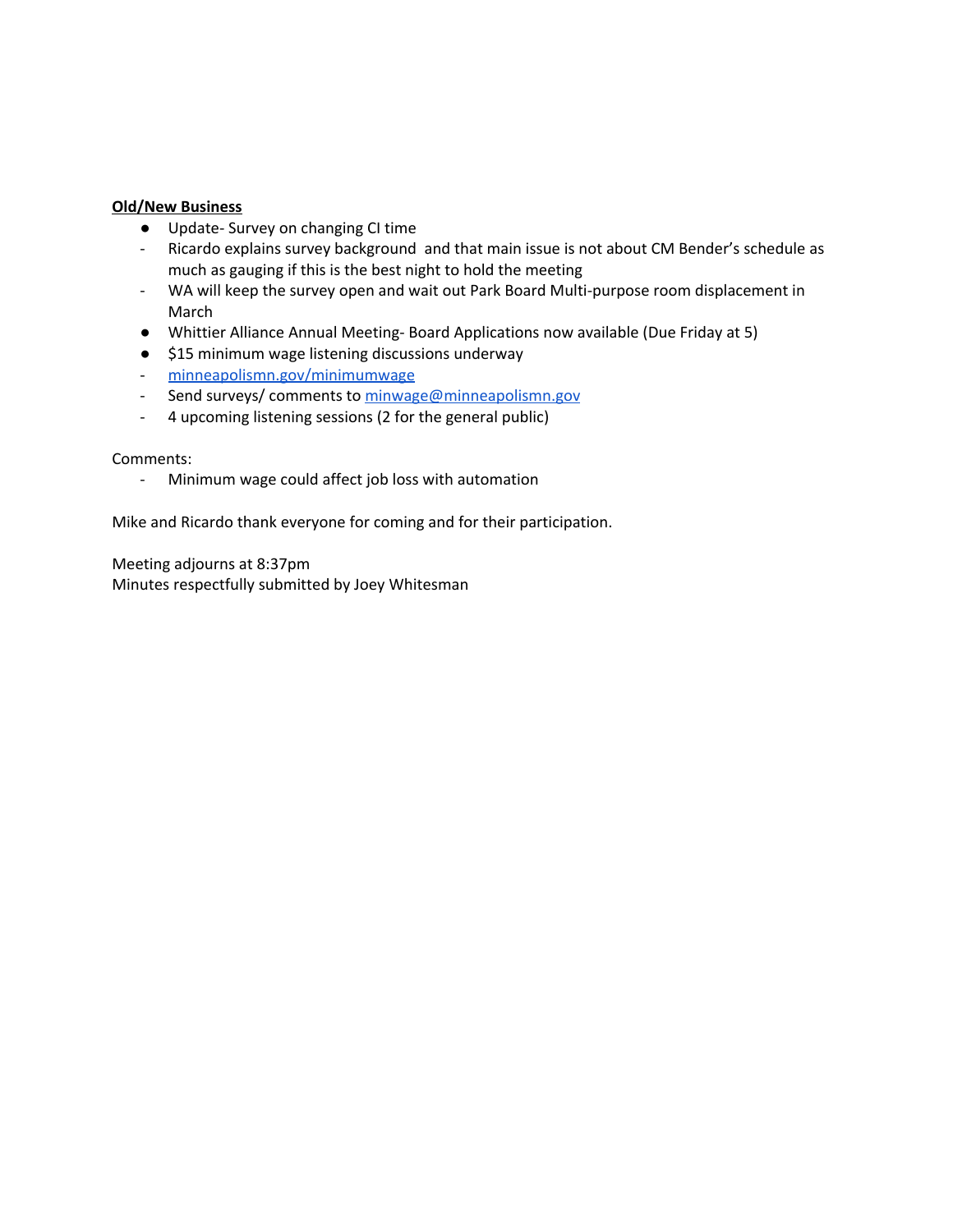**Old/New Business**

- Update- Survey on changing CI time
  - Ricardo explains survey background and that main issue is not about CM Bender's schedule as much as gauging if this is the best night to hold the meeting
  - WA will keep the survey open and wait out Park Board Multi-purpose room displacement in March
- Whittier Alliance Annual Meeting- Board Applications now available (Due Friday at 5)
- $15 minimum wage listening discussions underway
  - minneapolismn.gov/minimumwage
  - Send surveys/ comments to minwage@minneapolismn.gov
  - 4 upcoming listening sessions (2 for the general public)

Comments:

- Minimum wage could affect job loss with automation

Mike and Ricardo thank everyone for coming and for their participation.

Meeting adjourns at 8:37pm
Minutes respectfully submitted by Joey Whitesman